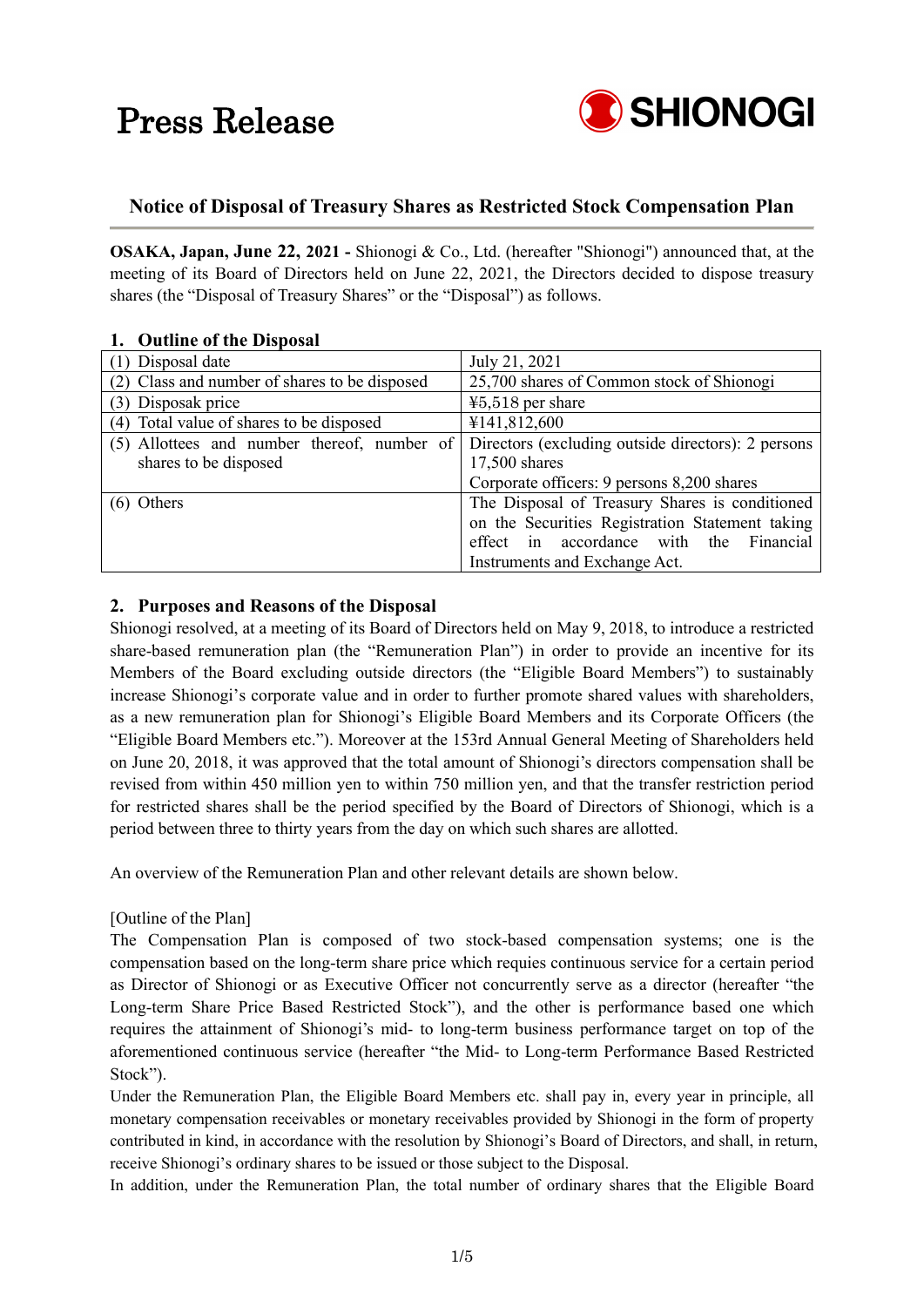# Press Release

SHIONOGI

## Notice of Disposal of Treasury Shares as Restricted Stock Compensation Plan

**OSAKA, Japan, June 22, 2021 -** Shionogi & Co., Ltd. (hereafter "Shionogi") announced that, at the meeting of its Board of Directors held on June 22, 2021, the Directors decided to dispose treasury shares (the "Disposal of Treasury Shares" or the "Disposal") as follows.

### 1. Outline of the Disposal

| | |
|---|---|
| (1) Disposal date | July 21, 2021 |
| (2) Class and number of shares to be disposed | 25,700 shares of Common stock of Shionogi |
| (3) Disposak price | ¥5,518 per share |
| (4) Total value of shares to be disposed | ¥141,812,600 |
| (5) Allottees and number thereof, number of shares to be disposed | Directors (excluding outside directors): 2 persons 17,500 shares<br>Corporate officers: 9 persons 8,200 shares |
| (6) Others | The Disposal of Treasury Shares is conditioned on the Securities Registration Statement taking effect in accordance with the Financial Instruments and Exchange Act. |

### 2. Purposes and Reasons of the Disposal

Shionogi resolved, at a meeting of its Board of Directors held on May 9, 2018, to introduce a restricted share-based remuneration plan (the "Remuneration Plan") in order to provide an incentive for its Members of the Board excluding outside directors (the "Eligible Board Members") to sustainably increase Shionogi's corporate value and in order to further promote shared values with shareholders, as a new remuneration plan for Shionogi's Eligible Board Members and its Corporate Officers (the "Eligible Board Members etc."). Moreover at the 153rd Annual General Meeting of Shareholders held on June 20, 2018, it was approved that the total amount of Shionogi's directors compensation shall be revised from within 450 million yen to within 750 million yen, and that the transfer restriction period for restricted shares shall be the period specified by the Board of Directors of Shionogi, which is a period between three to thirty years from the day on which such shares are allotted.

An overview of the Remuneration Plan and other relevant details are shown below.

[Outline of the Plan]

The Compensation Plan is composed of two stock-based compensation systems; one is the compensation based on the long-term share price which requies continuous service for a certain period as Director of Shionogi or as Executive Officer not concurrently serve as a director (hereafter "the Long-term Share Price Based Restricted Stock"), and the other is performance based one which requires the attainment of Shionogi's mid- to long-term business performance target on top of the aforementioned continuous service (hereafter "the Mid- to Long-term Performance Based Restricted Stock").

Under the Remuneration Plan, the Eligible Board Members etc. shall pay in, every year in principle, all monetary compensation receivables or monetary receivables provided by Shionogi in the form of property contributed in kind, in accordance with the resolution by Shionogi's Board of Directors, and shall, in return, receive Shionogi's ordinary shares to be issued or those subject to the Disposal.

In addition, under the Remuneration Plan, the total number of ordinary shares that the Eligible Board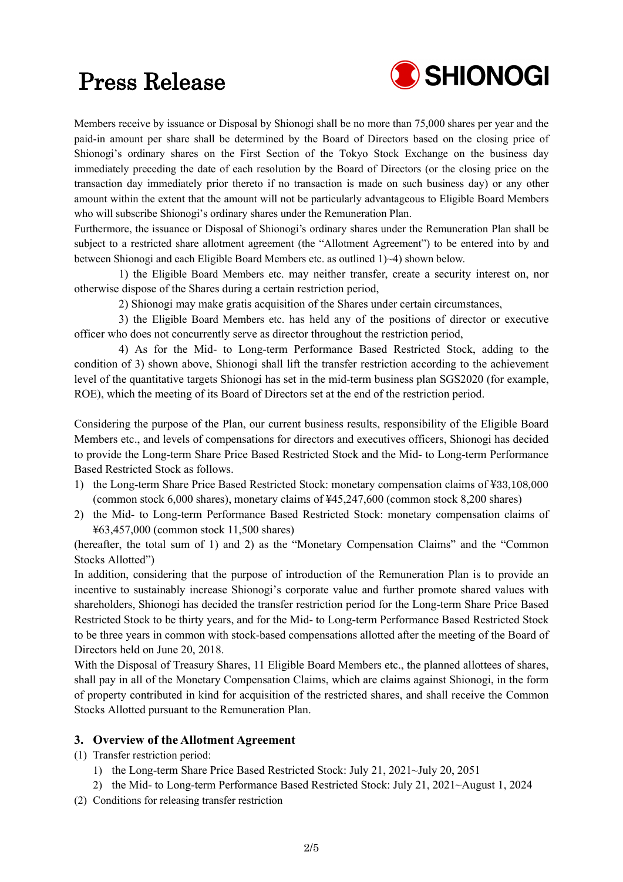Members receive by issuance or Disposal by Shionogi shall be no more than 75,000 shares per year and the paid-in amount per share shall be determined by the Board of Directors based on the closing price of Shionogi's ordinary shares on the First Section of the Tokyo Stock Exchange on the business day immediately preceding the date of each resolution by the Board of Directors (or the closing price on the transaction day immediately prior thereto if no transaction is made on such business day) or any other amount within the extent that the amount will not be particularly advantageous to Eligible Board Members who will subscribe Shionogi's ordinary shares under the Remuneration Plan.

Furthermore, the issuance or Disposal of Shionogi's ordinary shares under the Remuneration Plan shall be subject to a restricted share allotment agreement (the "Allotment Agreement") to be entered into by and between Shionogi and each Eligible Board Members etc. as outlined 1)~4) shown below.

1) the Eligible Board Members etc. may neither transfer, create a security interest on, nor otherwise dispose of the Shares during a certain restriction period,

2) Shionogi may make gratis acquisition of the Shares under certain circumstances,

3) the Eligible Board Members etc. has held any of the positions of director or executive officer who does not concurrently serve as director throughout the restriction period,

4) As for the Mid- to Long-term Performance Based Restricted Stock, adding to the condition of 3) shown above, Shionogi shall lift the transfer restriction according to the achievement level of the quantitative targets Shionogi has set in the mid-term business plan SGS2020 (for example, ROE), which the meeting of its Board of Directors set at the end of the restriction period.

Considering the purpose of the Plan, our current business results, responsibility of the Eligible Board Members etc., and levels of compensations for directors and executives officers, Shionogi has decided to provide the Long-term Share Price Based Restricted Stock and the Mid- to Long-term Performance Based Restricted Stock as follows.

1) the Long-term Share Price Based Restricted Stock: monetary compensation claims of ¥33,108,000 (common stock 6,000 shares), monetary claims of ¥45,247,600 (common stock 8,200 shares)
2) the Mid- to Long-term Performance Based Restricted Stock: monetary compensation claims of ¥63,457,000 (common stock 11,500 shares)

(hereafter, the total sum of 1) and 2) as the "Monetary Compensation Claims" and the "Common Stocks Allotted")

In addition, considering that the purpose of introduction of the Remuneration Plan is to provide an incentive to sustainably increase Shionogi's corporate value and further promote shared values with shareholders, Shionogi has decided the transfer restriction period for the Long-term Share Price Based Restricted Stock to be thirty years, and for the Mid- to Long-term Performance Based Restricted Stock to be three years in common with stock-based compensations allotted after the meeting of the Board of Directors held on June 20, 2018.

With the Disposal of Treasury Shares, 11 Eligible Board Members etc., the planned allottees of shares, shall pay in all of the Monetary Compensation Claims, which are claims against Shionogi, in the form of property contributed in kind for acquisition of the restricted shares, and shall receive the Common Stocks Allotted pursuant to the Remuneration Plan.

### 3. Overview of the Allotment Agreement

(1) Transfer restriction period:
   1) the Long-term Share Price Based Restricted Stock: July 21, 2021~July 20, 2051
   2) the Mid- to Long-term Performance Based Restricted Stock: July 21, 2021~August 1, 2024

(2) Conditions for releasing transfer restriction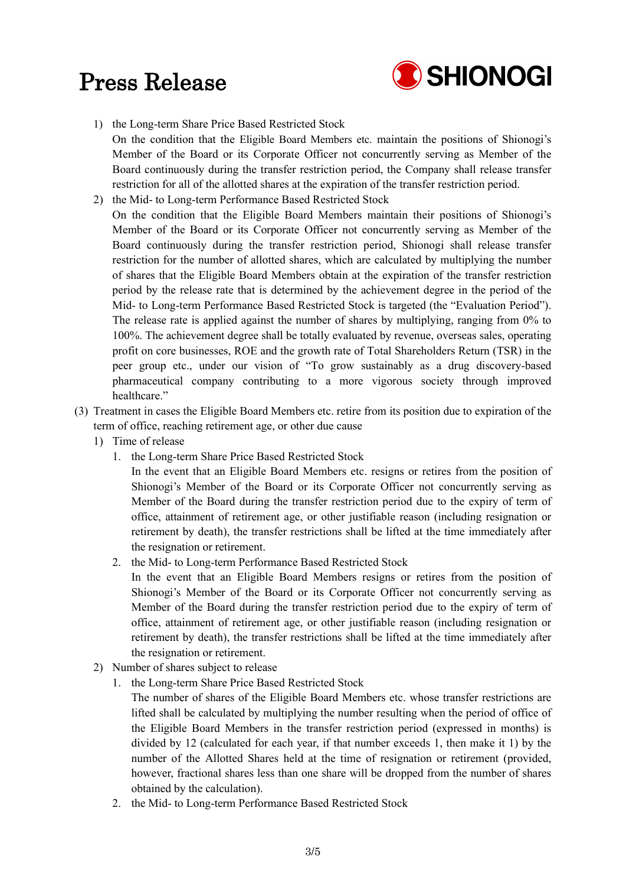1) the Long-term Share Price Based Restricted Stock

   On the condition that the Eligible Board Members etc. maintain the positions of Shionogi's Member of the Board or its Corporate Officer not concurrently serving as Member of the Board continuously during the transfer restriction period, the Company shall release transfer restriction for all of the allotted shares at the expiration of the transfer restriction period.

2) the Mid- to Long-term Performance Based Restricted Stock

   On the condition that the Eligible Board Members maintain their positions of Shionogi's Member of the Board or its Corporate Officer not concurrently serving as Member of the Board continuously during the transfer restriction period, Shionogi shall release transfer restriction for the number of allotted shares, which are calculated by multiplying the number of shares that the Eligible Board Members obtain at the expiration of the transfer restriction period by the release rate that is determined by the achievement degree in the period of the Mid- to Long-term Performance Based Restricted Stock is targeted (the "Evaluation Period"). The release rate is applied against the number of shares by multiplying, ranging from 0% to 100%. The achievement degree shall be totally evaluated by revenue, overseas sales, operating profit on core businesses, ROE and the growth rate of Total Shareholders Return (TSR) in the peer group etc., under our vision of "To grow sustainably as a drug discovery-based pharmaceutical company contributing to a more vigorous society through improved healthcare."

(3) Treatment in cases the Eligible Board Members etc. retire from its position due to expiration of the term of office, reaching retirement age, or other due cause

1) Time of release

   1. the Long-term Share Price Based Restricted Stock

      In the event that an Eligible Board Members etc. resigns or retires from the position of Shionogi's Member of the Board or its Corporate Officer not concurrently serving as Member of the Board during the transfer restriction period due to the expiry of term of office, attainment of retirement age, or other justifiable reason (including resignation or retirement by death), the transfer restrictions shall be lifted at the time immediately after the resignation or retirement.

   2. the Mid- to Long-term Performance Based Restricted Stock

      In the event that an Eligible Board Members resigns or retires from the position of Shionogi's Member of the Board or its Corporate Officer not concurrently serving as Member of the Board during the transfer restriction period due to the expiry of term of office, attainment of retirement age, or other justifiable reason (including resignation or retirement by death), the transfer restrictions shall be lifted at the time immediately after the resignation or retirement.

2) Number of shares subject to release

   1. the Long-term Share Price Based Restricted Stock

      The number of shares of the Eligible Board Members etc. whose transfer restrictions are lifted shall be calculated by multiplying the number resulting when the period of office of the Eligible Board Members in the transfer restriction period (expressed in months) is divided by 12 (calculated for each year, if that number exceeds 1, then make it 1) by the number of the Allotted Shares held at the time of resignation or retirement (provided, however, fractional shares less than one share will be dropped from the number of shares obtained by the calculation).

   2. the Mid- to Long-term Performance Based Restricted Stock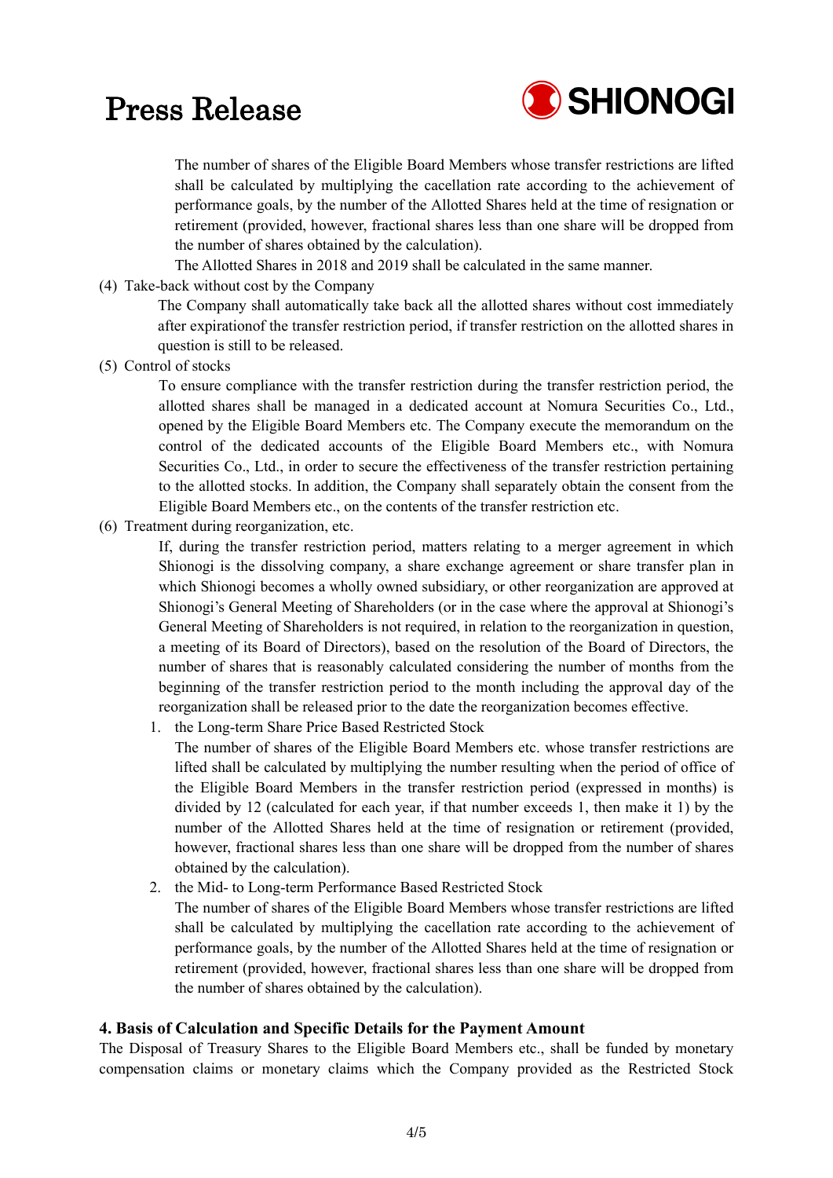The number of shares of the Eligible Board Members whose transfer restrictions are lifted shall be calculated by multiplying the cacellation rate according to the achievement of performance goals, by the number of the Allotted Shares held at the time of resignation or retirement (provided, however, fractional shares less than one share will be dropped from the number of shares obtained by the calculation).

The Allotted Shares in 2018 and 2019 shall be calculated in the same manner.

(4) Take-back without cost by the Company

The Company shall automatically take back all the allotted shares without cost immediately after expirationof the transfer restriction period, if transfer restriction on the allotted shares in question is still to be released.

(5) Control of stocks

To ensure compliance with the transfer restriction during the transfer restriction period, the allotted shares shall be managed in a dedicated account at Nomura Securities Co., Ltd., opened by the Eligible Board Members etc. The Company execute the memorandum on the control of the dedicated accounts of the Eligible Board Members etc., with Nomura Securities Co., Ltd., in order to secure the effectiveness of the transfer restriction pertaining to the allotted stocks. In addition, the Company shall separately obtain the consent from the Eligible Board Members etc., on the contents of the transfer restriction etc.

(6) Treatment during reorganization, etc.

If, during the transfer restriction period, matters relating to a merger agreement in which Shionogi is the dissolving company, a share exchange agreement or share transfer plan in which Shionogi becomes a wholly owned subsidiary, or other reorganization are approved at Shionogi's General Meeting of Shareholders (or in the case where the approval at Shionogi's General Meeting of Shareholders is not required, in relation to the reorganization in question, a meeting of its Board of Directors), based on the resolution of the Board of Directors, the number of shares that is reasonably calculated considering the number of months from the beginning of the transfer restriction period to the month including the approval day of the reorganization shall be released prior to the date the reorganization becomes effective.

1. the Long-term Share Price Based Restricted Stock

   The number of shares of the Eligible Board Members etc. whose transfer restrictions are lifted shall be calculated by multiplying the number resulting when the period of office of the Eligible Board Members in the transfer restriction period (expressed in months) is divided by 12 (calculated for each year, if that number exceeds 1, then make it 1) by the number of the Allotted Shares held at the time of resignation or retirement (provided, however, fractional shares less than one share will be dropped from the number of shares obtained by the calculation).

2. the Mid- to Long-term Performance Based Restricted Stock

   The number of shares of the Eligible Board Members whose transfer restrictions are lifted shall be calculated by multiplying the cacellation rate according to the achievement of performance goals, by the number of the Allotted Shares held at the time of resignation or retirement (provided, however, fractional shares less than one share will be dropped from the number of shares obtained by the calculation).

## 4. Basis of Calculation and Specific Details for the Payment Amount

The Disposal of Treasury Shares to the Eligible Board Members etc., shall be funded by monetary compensation claims or monetary claims which the Company provided as the Restricted Stock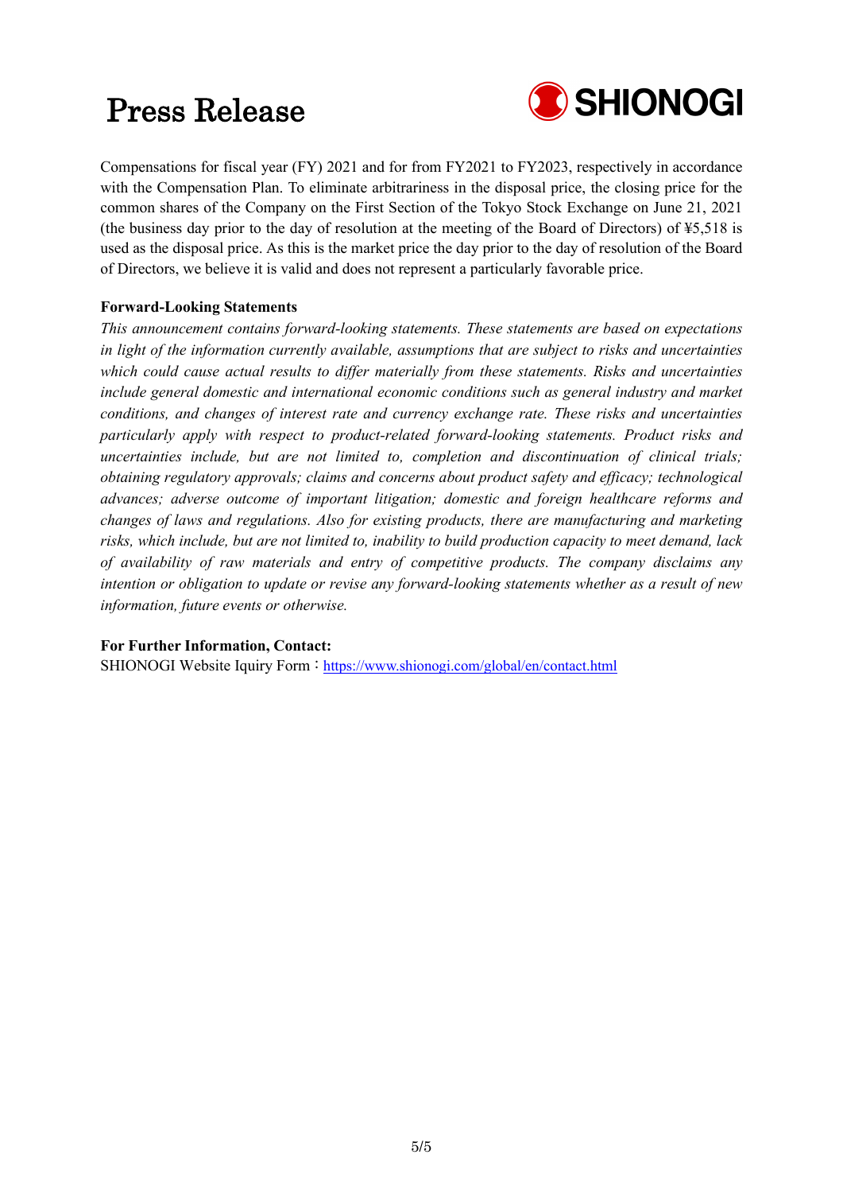Compensations for fiscal year (FY) 2021 and for from FY2021 to FY2023, respectively in accordance with the Compensation Plan. To eliminate arbitrariness in the disposal price, the closing price for the common shares of the Company on the First Section of the Tokyo Stock Exchange on June 21, 2021 (the business day prior to the day of resolution at the meeting of the Board of Directors) of ¥5,518 is used as the disposal price. As this is the market price the day prior to the day of resolution of the Board of Directors, we believe it is valid and does not represent a particularly favorable price.

**Forward-Looking Statements**

*This announcement contains forward-looking statements. These statements are based on expectations in light of the information currently available, assumptions that are subject to risks and uncertainties which could cause actual results to differ materially from these statements. Risks and uncertainties include general domestic and international economic conditions such as general industry and market conditions, and changes of interest rate and currency exchange rate. These risks and uncertainties particularly apply with respect to product-related forward-looking statements. Product risks and uncertainties include, but are not limited to, completion and discontinuation of clinical trials; obtaining regulatory approvals; claims and concerns about product safety and efficacy; technological advances; adverse outcome of important litigation; domestic and foreign healthcare reforms and changes of laws and regulations. Also for existing products, there are manufacturing and marketing risks, which include, but are not limited to, inability to build production capacity to meet demand, lack of availability of raw materials and entry of competitive products. The company disclaims any intention or obligation to update or revise any forward-looking statements whether as a result of new information, future events or otherwise.*

**For Further Information, Contact:**

SHIONOGI Website Iquiry Form：https://www.shionogi.com/global/en/contact.html